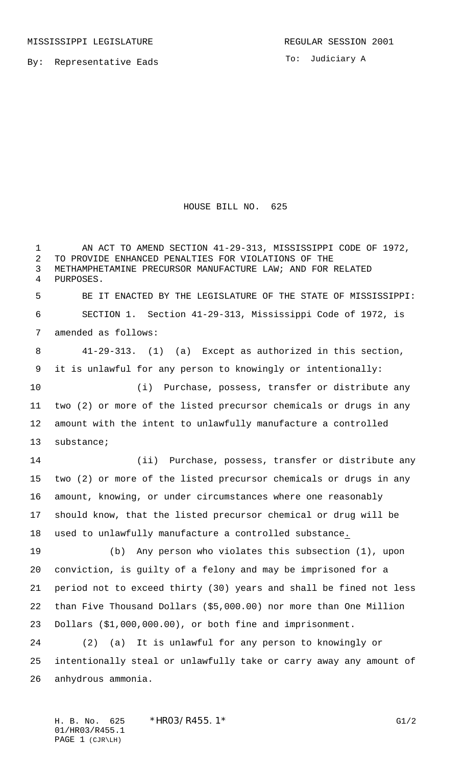MISSISSIPPI LEGISLATURE REGULAR SESSION 2001

By: Representative Eads

To: Judiciary A

# HOUSE BILL NO. 625

AN ACT TO AMEND SECTION 41-29-313, MISSISSIPPI CODE OF 1972, TO PROVIDE ENHANCED PENALTIES FOR VIOLATIONS OF THE METHAMPHETAMINE PRECURSOR MANUFACTURE LAW; AND FOR RELATED PURPOSES.

BE IT ENACTED BY THE LEGISLATURE OF THE STATE OF MISSISSIPPI:

SECTION 1. Section 41-29-313, Mississippi Code of 1972, is amended as follows:

41-29-313. (1) (a) Except as authorized in this section, it is unlawful for any person to knowingly or intentionally:

(i) Purchase, possess, transfer or distribute any two (2) or more of the listed precursor chemicals or drugs in any amount with the intent to unlawfully manufacture a controlled substance;

(ii) Purchase, possess, transfer or distribute any two (2) or more of the listed precursor chemicals or drugs in any amount, knowing, or under circumstances where one reasonably should know, that the listed precursor chemical or drug will be used to unlawfully manufacture a controlled substance.

(b) Any person who violates this subsection (1), upon conviction, is guilty of a felony and may be imprisoned for a period not to exceed thirty (30) years and shall be fined not less than Five Thousand Dollars ($5,000.00) nor more than One Million Dollars ($1,000,000.00), or both fine and imprisonment.

(2) (a) It is unlawful for any person to knowingly or intentionally steal or unlawfully take or carry away any amount of anhydrous ammonia.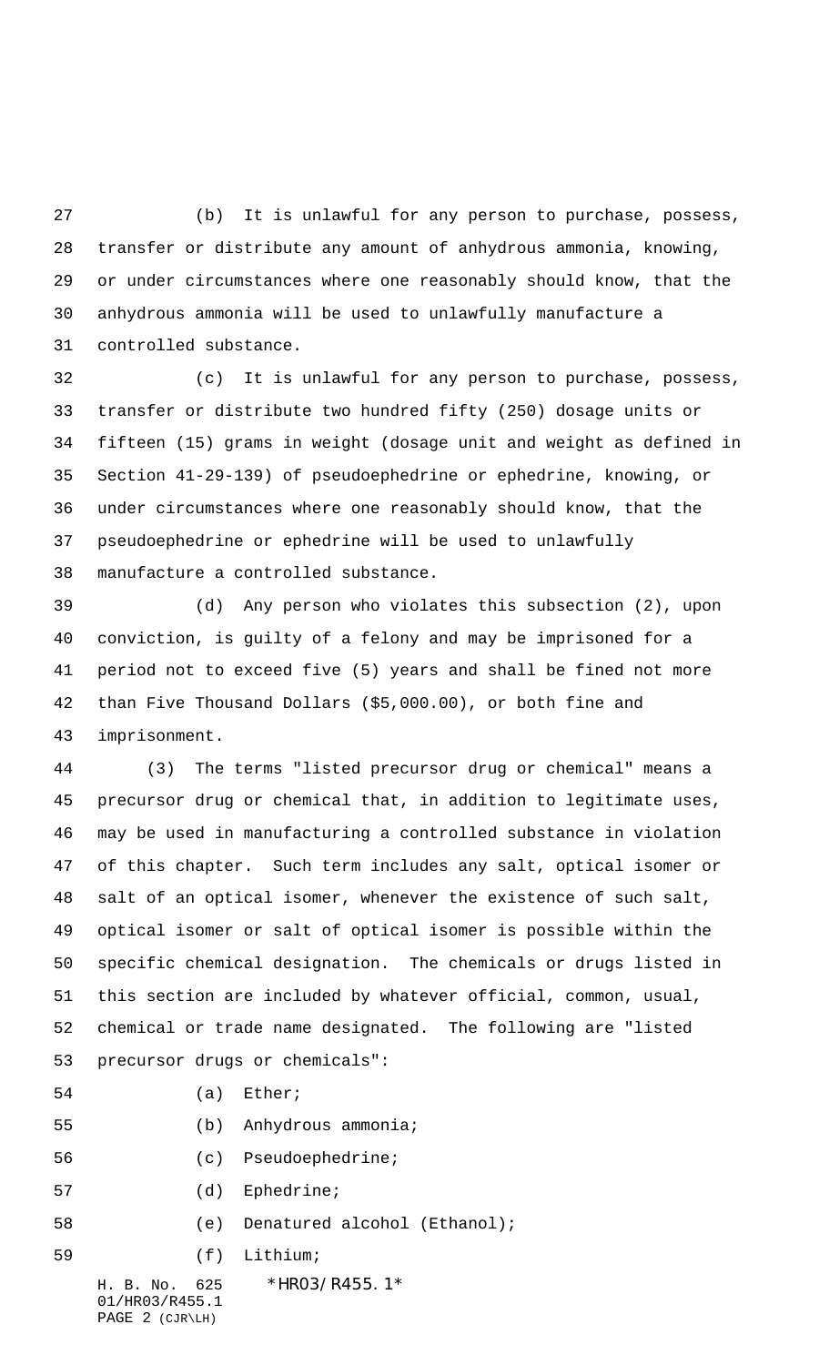(b) It is unlawful for any person to purchase, possess, transfer or distribute any amount of anhydrous ammonia, knowing, or under circumstances where one reasonably should know, that the anhydrous ammonia will be used to unlawfully manufacture a controlled substance.

(c) It is unlawful for any person to purchase, possess, transfer or distribute two hundred fifty (250) dosage units or fifteen (15) grams in weight (dosage unit and weight as defined in Section 41-29-139) of pseudoephedrine or ephedrine, knowing, or under circumstances where one reasonably should know, that the pseudoephedrine or ephedrine will be used to unlawfully manufacture a controlled substance.

(d) Any person who violates this subsection (2), upon conviction, is guilty of a felony and may be imprisoned for a period not to exceed five (5) years and shall be fined not more than Five Thousand Dollars ($5,000.00), or both fine and imprisonment.

(3) The terms "listed precursor drug or chemical" means a precursor drug or chemical that, in addition to legitimate uses, may be used in manufacturing a controlled substance in violation of this chapter. Such term includes any salt, optical isomer or salt of an optical isomer, whenever the existence of such salt, optical isomer or salt of optical isomer is possible within the specific chemical designation. The chemicals or drugs listed in this section are included by whatever official, common, usual, chemical or trade name designated. The following are "listed precursor drugs or chemicals":

(a) Ether;

(b) Anhydrous ammonia;

(c) Pseudoephedrine;

(d) Ephedrine;

(e) Denatured alcohol (Ethanol);

(f) Lithium;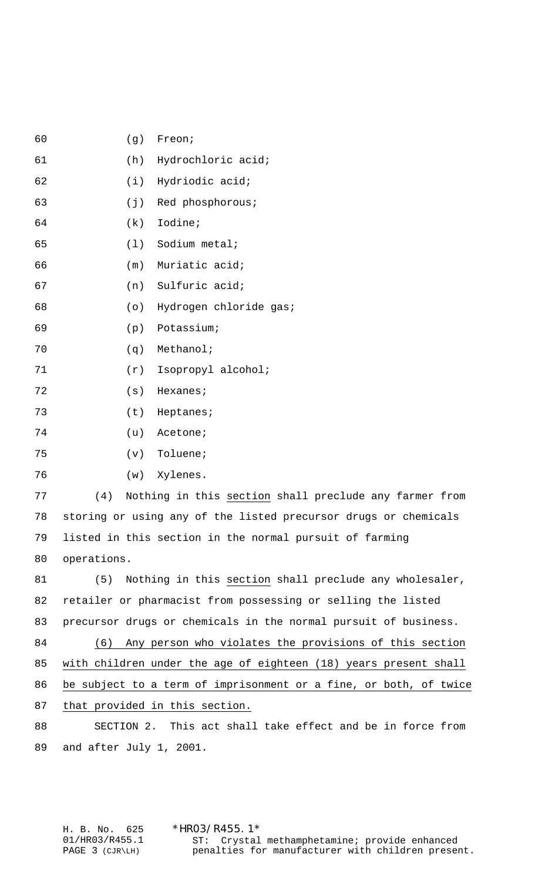(g) Freon;

(h) Hydrochloric acid;

(i) Hydriodic acid;

(j) Red phosphorous;

(k) Iodine;

(l) Sodium metal;

(m) Muriatic acid;

(n) Sulfuric acid;

(o) Hydrogen chloride gas;

(p) Potassium;

(q) Methanol;

(r) Isopropyl alcohol;

(s) Hexanes;

(t) Heptanes;

(u) Acetone;

(v) Toluene;

(w) Xylenes.

(4) Nothing in this section shall preclude any farmer from storing or using any of the listed precursor drugs or chemicals listed in this section in the normal pursuit of farming operations.

(5) Nothing in this section shall preclude any wholesaler, retailer or pharmacist from possessing or selling the listed precursor drugs or chemicals in the normal pursuit of business.

(6) Any person who violates the provisions of this section with children under the age of eighteen (18) years present shall be subject to a term of imprisonment or a fine, or both, of twice that provided in this section.

SECTION 2. This act shall take effect and be in force from and after July 1, 2001.

H. B. No. 625 *HR03/R455.1*
01/HR03/R455.1 ST: Crystal methamphetamine; provide enhanced penalties for manufacturer with children present.